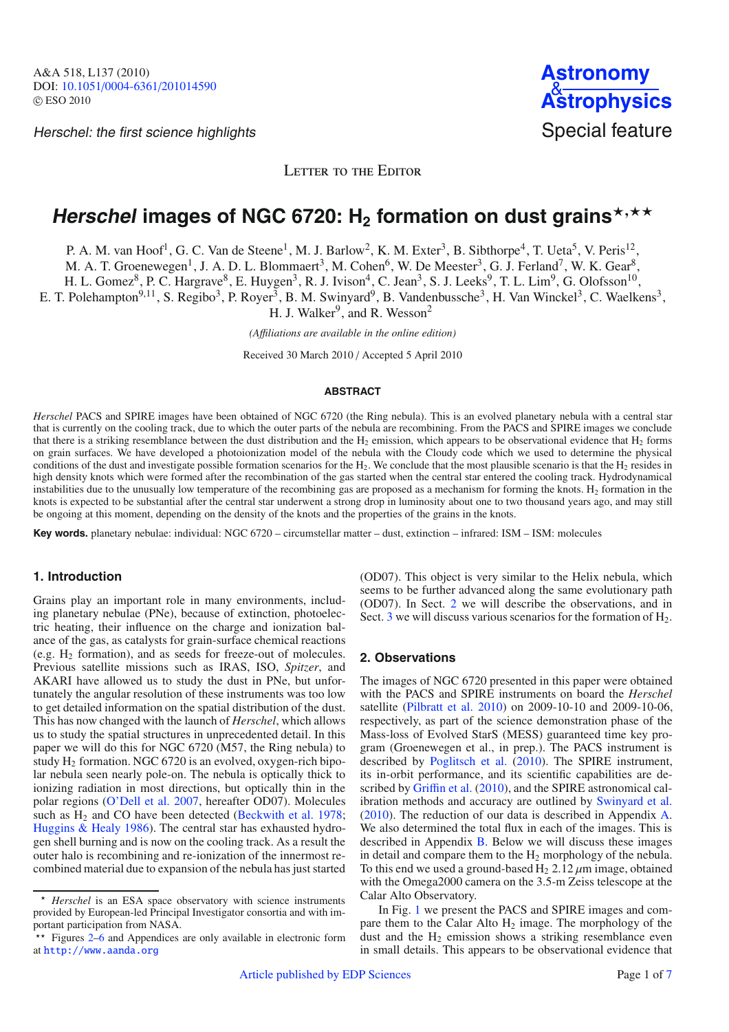Herschel: the first science highlights

Letter to the Editor

# *Herschel* images of NGC 6720: $H_2$ formation on dust grains[⋆,⋆⋆]

P. A. M. van Hoof[1], G. C. Van de Steene[1], M. J. Barlow[2], K. M. Exter[3], B. Sibthorpe[4], T. Ueta[5], V. Peris[12], M. A. T. Groenewegen[1], J. A. D. L. Blommaert[3], M. Cohen[6], W. De Meester[3], G. J. Ferland[7], W. K. Gear[8], H. L. Gomez[8], P. C. Hargrave[8], E. Huygen[3], R. J. Ivison[4], C. Jean[3], S. J. Leeks[9], T. L. Lim[9], G. Olofsson[10], E. T. Polehampton[9,11], S. Regibo[3], P. Royer[3], B. M. Swinyard[9], B. Vandenbussche[3], H. Van Winckel[3], C. Waelkens[3], H. J. Walker[9], and R. Wesson[2]

*(Affiliations are available in the online edition)*

Received 30 March 2010 / Accepted 5 April 2010

## ABSTRACT

*Herschel* PACS and SPIRE images have been obtained of NGC 6720 (the Ring nebula). This is an evolved planetary nebula with a central star that is currently on the cooling track, due to which the outer parts of the nebula are recombining. From the PACS and SPIRE images we conclude that there is a striking resemblance between the dust distribution and the $H_2$ emission, which appears to be observational evidence that $H_2$ forms on grain surfaces. We have developed a photoionization model of the nebula with the Cloudy code which we used to determine the physical conditions of the dust and investigate possible formation scenarios for the $H_2$. We conclude that the most plausible scenario is that the $H_2$ resides in high density knots which were formed after the recombination of the gas started when the central star entered the cooling track. Hydrodynamical instabilities due to the unusually low temperature of the recombining gas are proposed as a mechanism for forming the knots. $H_2$ formation in the knots is expected to be substantial after the central star underwent a strong drop in luminosity about one to two thousand years ago, and may still be ongoing at this moment, depending on the density of the knots and the properties of the grains in the knots.

**Key words.** planetary nebulae: individual: NGC 6720 – circumstellar matter – dust, extinction – infrared: ISM – ISM: molecules

## 1. Introduction

Grains play an important role in many environments, including planetary nebulae (PNe), because of extinction, photoelectric heating, their influence on the charge and ionization balance of the gas, as catalysts for grain-surface chemical reactions (e.g. $H_2$ formation), and as seeds for freeze-out of molecules. Previous satellite missions such as IRAS, ISO, *Spitzer*, and AKARI have allowed us to study the dust in PNe, but unfortunately the angular resolution of these instruments was too low to get detailed information on the spatial distribution of the dust. This has now changed with the launch of *Herschel*, which allows us to study the spatial structures in unprecedented detail. In this paper we will do this for NGC 6720 (M57, the Ring nebula) to study $H_2$ formation. NGC 6720 is an evolved, oxygen-rich bipolar nebula seen nearly pole-on. The nebula is optically thick to ionizing radiation in most directions, but optically thin in the polar regions (O'Dell et al. 2007, hereafter OD07). Molecules such as $H_2$ and CO have been detected (Beckwith et al. 1978; Huggins & Healy 1986). The central star has exhausted hydrogen shell burning and is now on the cooling track. As a result the outer halo is recombining and re-ionization of the innermost recombined material due to expansion of the nebula has just started (OD07). This object is very similar to the Helix nebula, which seems to be further advanced along the same evolutionary path (OD07). In Sect. 2 we will describe the observations, and in Sect. 3 we will discuss various scenarios for the formation of $H_2$.

## 2. Observations

The images of NGC 6720 presented in this paper were obtained with the PACS and SPIRE instruments on board the *Herschel* satellite (Pilbratt et al. 2010) on 2009-10-10 and 2009-10-06, respectively, as part of the science demonstration phase of the Mass-loss of Evolved StarS (MESS) guaranteed time key program (Groenewegen et al., in prep.). The PACS instrument is described by Poglitsch et al. (2010). The SPIRE instrument, its in-orbit performance, and its scientific capabilities are described by Griffin et al. (2010), and the SPIRE astronomical calibration methods and accuracy are outlined by Swinyard et al. (2010). The reduction of our data is described in Appendix A. We also determined the total flux in each of the images. This is described in Appendix B. Below we will discuss these images in detail and compare them to the $H_2$ morphology of the nebula. To this end we used a ground-based $H_2$ 2.12 $\mu$m image, obtained with the Omega2000 camera on the 3.5-m Zeiss telescope at the Calar Alto Observatory.

In Fig. 1 we present the PACS and SPIRE images and compare them to the Calar Alto $H_2$ image. The morphology of the dust and the $H_2$ emission shows a striking resemblance even in small details. This appears to be observational evidence that

[⋆] *Herschel* is an ESA space observatory with science instruments provided by European-led Principal Investigator consortia and with important participation from NASA.

[⋆⋆] Figures 2–6 and Appendices are only available in electronic form at http://www.aanda.org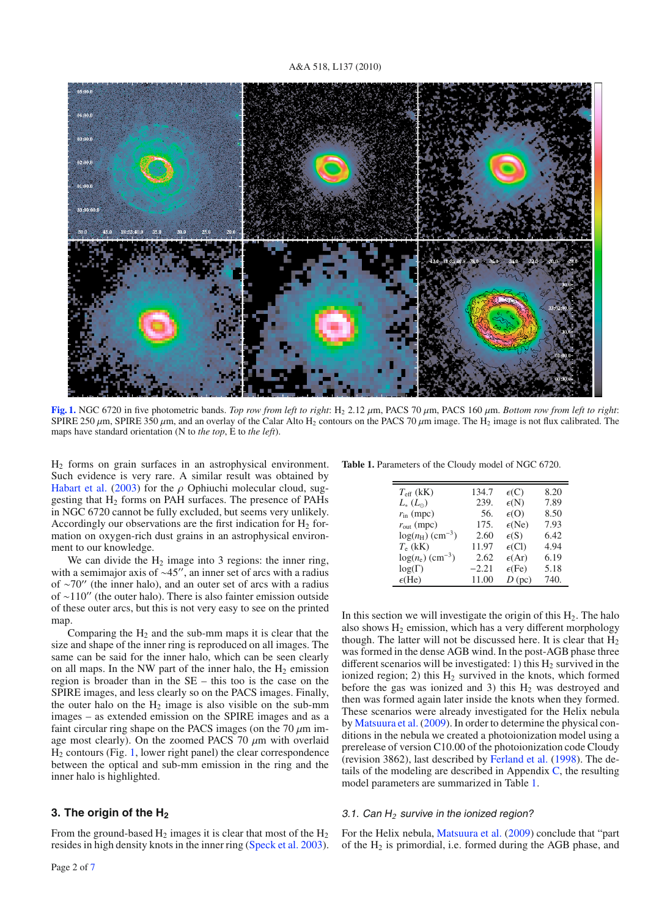**Fig. 1.** NGC 6720 in five photometric bands. *Top row from left to right*: $H_2$ 2.12 $\mu$m, PACS 70 $\mu$m, PACS 160 $\mu$m. *Bottom row from left to right*: SPIRE 250 $\mu$m, SPIRE 350 $\mu$m, and an overlay of the Calar Alto $H_2$ contours on the PACS 70 $\mu$m image. The $H_2$ image is not flux calibrated. The maps have standard orientation (N to *the top*, E to *the left*).

$H_2$ forms on grain surfaces in an astrophysical environment. Such evidence is very rare. A similar result was obtained by Habart et al. (2003) for the $\rho$ Ophiuchi molecular cloud, suggesting that $H_2$ forms on PAH surfaces. The presence of PAHs in NGC 6720 cannot be fully excluded, but seems very unlikely. Accordingly our observations are the first indication for $H_2$ formation on oxygen-rich dust grains in an astrophysical environment to our knowledge.

We can divide the $H_2$ image into 3 regions: the inner ring, with a semimajor axis of $\sim 45''$, an inner set of arcs with a radius of $\sim 70''$ (the inner halo), and an outer set of arcs with a radius of $\sim 110''$ (the outer halo). There is also fainter emission outside of these outer arcs, but this is not very easy to see on the printed map.

Comparing the $H_2$ and the sub-mm maps it is clear that the size and shape of the inner ring is reproduced on all images. The same can be said for the inner halo, which can be seen clearly on all maps. In the NW part of the inner halo, the $H_2$ emission region is broader than in the SE – this too is the case on the SPIRE images, and less clearly so on the PACS images. Finally, the outer halo on the $H_2$ image is also visible on the sub-mm images – as extended emission on the SPIRE images and as a faint circular ring shape on the PACS images (on the 70 $\mu$m image most clearly). On the zoomed PACS 70 $\mu$m with overlaid $H_2$ contours (Fig. 1, lower right panel) the clear correspondence between the optical and sub-mm emission in the ring and the inner halo is highlighted.

## 3. The origin of the $H_2$

From the ground-based $H_2$ images it is clear that most of the $H_2$ resides in high density knots in the inner ring (Speck et al. 2003). In this section we will investigate the origin of this $H_2$. The halo also shows $H_2$ emission, which has a very different morphology though. The latter will not be discussed here. It is clear that $H_2$ was formed in the dense AGB wind. In the post-AGB phase three different scenarios will be investigated: 1) this $H_2$ survived in the ionized region; 2) this $H_2$ survived in the knots, which formed before the gas was ionized and 3) this $H_2$ was destroyed and then was formed again later inside the knots when they formed. These scenarios were already investigated for the Helix nebula by Matsuura et al. (2009). In order to determine the physical conditions in the nebula we created a photoionization model using a prerelease of version C10.00 of the photoionization code Cloudy (revision 3862), last described by Ferland et al. (1998). The details of the modeling are described in Appendix C, the resulting model parameters are summarized in Table 1.

**Table 1.** Parameters of the Cloudy model of NGC 6720.

| | | | |
|---|---|---|---|
| $T_{\rm eff}$ (kK) | 134.7 | $\epsilon$(C) | 8.20 |
| $L_*$ ($L_\odot$) | 239. | $\epsilon$(N) | 7.89 |
| $r_{\rm in}$ (mpc) | 56. | $\epsilon$(O) | 8.50 |
| $r_{\rm out}$ (mpc) | 175. | $\epsilon$(Ne) | 7.93 |
| $\log(n_{\rm H})$ (cm$^{-3}$) | 2.60 | $\epsilon$(S) | 6.42 |
| $T_{\rm e}$ (kK) | 11.97 | $\epsilon$(Cl) | 4.94 |
| $\log(n_{\rm e})$ (cm$^{-3}$) | 2.62 | $\epsilon$(Ar) | 6.19 |
| $\log(\Gamma)$ | $-2.21$ | $\epsilon$(Fe) | 5.18 |
| $\epsilon$(He) | 11.00 | $D$ (pc) | 740. |

### 3.1. Can $H_2$ survive in the ionized region?

For the Helix nebula, Matsuura et al. (2009) conclude that "part of the $H_2$ is primordial, i.e. formed during the AGB phase, and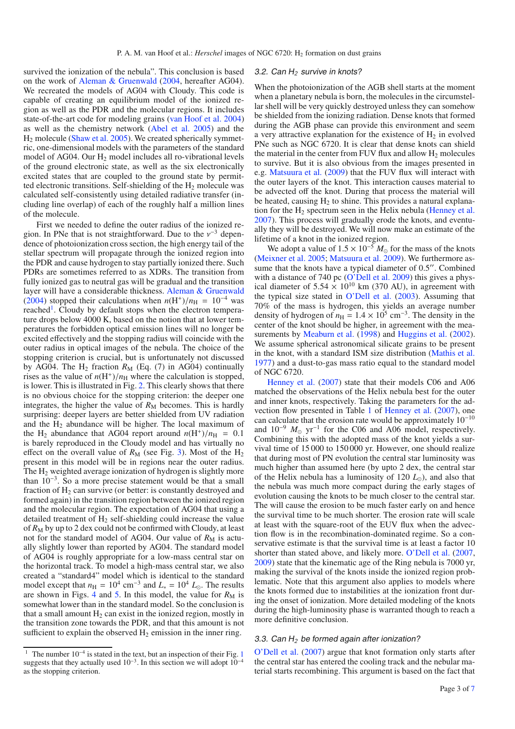survived the ionization of the nebula". This conclusion is based on the work of Aleman & Gruenwald (2004, hereafter AG04). We recreated the models of AG04 with Cloudy. This code is capable of creating an equilibrium model of the ionized region as well as the PDR and the molecular regions. It includes state-of-the-art code for modeling grains (van Hoof et al. 2004) as well as the chemistry network (Abel et al. 2005) and the $H_2$ molecule (Shaw et al. 2005). We created spherically symmetric, one-dimensional models with the parameters of the standard model of AG04. Our $H_2$ model includes all ro-vibrational levels of the ground electronic state, as well as the six electronically excited states that are coupled to the ground state by permitted electronic transitions. Self-shielding of the $H_2$ molecule was calculated self-consistently using detailed radiative transfer (including line overlap) of each of the roughly half a million lines of the molecule.

First we needed to define the outer radius of the ionized region. In PNe that is not straightforward. Due to the $\nu^{-3}$ dependence of photoionization cross section, the high energy tail of the stellar spectrum will propagate through the ionized region into the PDR and cause hydrogen to stay partially ionized there. Such PDRs are sometimes referred to as XDRs. The transition from fully ionized gas to neutral gas will be gradual and the transition layer will have a considerable thickness. Aleman & Gruenwald (2004) stopped their calculations when $n(\mathrm{H}^+)/n_\mathrm{H} = 10^{-4}$ was reached[1]. Cloudy by default stops when the electron temperature drops below 4000 K, based on the notion that at lower temperatures the forbidden optical emission lines will no longer be excited effectively and the stopping radius will coincide with the outer radius in optical images of the nebula. The choice of the stopping criterion is crucial, but is unfortunately not discussed by AG04. The $H_2$ fraction $R_\mathrm{M}$ (Eq. (7) in AG04) continually rises as the value of $n(\mathrm{H}^+)/n_\mathrm{H}$ where the calculation is stopped, is lower. This is illustrated in Fig. 2. This clearly shows that there is no obvious choice for the stopping criterion: the deeper one integrates, the higher the value of $R_\mathrm{M}$ becomes. This is hardly surprising: deeper layers are better shielded from UV radiation and the $H_2$ abundance will be higher. The local maximum of the $H_2$ abundance that AG04 report around $n(\mathrm{H}^+)/n_\mathrm{H} = 0.1$ is barely reproduced in the Cloudy model and has virtually no effect on the overall value of $R_\mathrm{M}$ (see Fig. 3). Most of the $H_2$ present in this model will be in regions near the outer radius. The $H_2$ weighted average ionization of hydrogen is slightly more than $10^{-3}$. So a more precise statement would be that a small fraction of $H_2$ can survive (or better: is constantly destroyed and formed again) in the transition region between the ionized region and the molecular region. The expectation of AG04 that using a detailed treatment of $H_2$ self-shielding could increase the value of $R_\mathrm{M}$ by up to 2 dex could not be confirmed with Cloudy, at least not for the standard model of AG04. Our value of $R_\mathrm{M}$ is actually slightly lower than reported by AG04. The standard model of AG04 is roughly appropriate for a low-mass central star on the horizontal track. To model a high-mass central star, we also created a "standard4" model which is identical to the standard model except that $n_\mathrm{H} = 10^4$ cm$^{-3}$ and $L_* = 10^4$ $L_\odot$. The results are shown in Figs. 4 and 5. In this model, the value for $R_\mathrm{M}$ is somewhat lower than in the standard model. So the conclusion is that a small amount $H_2$ can exist in the ionized region, mostly in the transition zone towards the PDR, and that this amount is not sufficient to explain the observed $H_2$ emission in the inner ring.

### 3.2. Can $H_2$ survive in knots?

When the photoionization of the AGB shell starts at the moment when a planetary nebula is born, the molecules in the circumstellar shell will be very quickly destroyed unless they can somehow be shielded from the ionizing radiation. Dense knots that formed during the AGB phase can provide this environment and seem a very attractive explanation for the existence of $H_2$ in evolved PNe such as NGC 6720. It is clear that dense knots can shield the material in the center from FUV flux and allow $H_2$ molecules to survive. But it is also obvious from the images presented in e.g. Matsuura et al. (2009) that the FUV flux will interact with the outer layers of the knot. This interaction causes material to be advected off the knot. During that process the material will be heated, causing $H_2$ to shine. This provides a natural explanation for the $H_2$ spectrum seen in the Helix nebula (Henney et al. 2007). This process will gradually erode the knots, and eventually they will be destroyed. We will now make an estimate of the lifetime of a knot in the ionized region.

We adopt a value of $1.5 \times 10^{-5}$ $M_\odot$ for the mass of the knots (Meixner et al. 2005; Matsuura et al. 2009). We furthermore assume that the knots have a typical diameter of 0.5″. Combined with a distance of 740 pc (O'Dell et al. 2009) this gives a physical diameter of $5.54 \times 10^{10}$ km (370 AU), in agreement with the typical size stated in O'Dell et al. (2003). Assuming that 70% of the mass is hydrogen, this yields an average number density of hydrogen of $n_\mathrm{H} = 1.4 \times 10^5$ cm$^{-3}$. The density in the center of the knot should be higher, in agreement with the measurements by Meaburn et al. (1998) and Huggins et al. (2002). We assume spherical astronomical silicate grains to be present in the knot, with a standard ISM size distribution (Mathis et al. 1977) and a dust-to-gas mass ratio equal to the standard model of NGC 6720.

Henney et al. (2007) state that their models C06 and A06 matched the observations of the Helix nebula best for the outer and inner knots, respectively. Taking the parameters for the advection flow presented in Table 1 of Henney et al. (2007), one can calculate that the erosion rate would be approximately $10^{-10}$ and $10^{-9}$ $M_\odot$ yr$^{-1}$ for the C06 and A06 model, respectively. Combining this with the adopted mass of the knot yields a survival time of 15 000 to 150 000 yr. However, one should realize that during most of PN evolution the central star luminosity was much higher than assumed here (by upto 2 dex, the central star of the Helix nebula has a luminosity of 120 $L_\odot$), and also that the nebula was much more compact during the early stages of evolution causing the knots to be much closer to the central star. The will cause the erosion to be much faster early on and hence the survival time to be much shorter. The erosion rate will scale at least with the square-root of the EUV flux when the advection flow is in the recombination-dominated regime. So a conservative estimate is that the survival time is at least a factor 10 shorter than stated above, and likely more. O'Dell et al. (2007, 2009) state that the kinematic age of the Ring nebula is 7000 yr, making the survival of the knots inside the ionized region problematic. Note that this argument also applies to models where the knots formed due to instabilities at the ionization front during the onset of ionization. More detailed modeling of the knots during the high-luminosity phase is warranted though to reach a more definitive conclusion.

### 3.3. Can $H_2$ be formed again after ionization?

O'Dell et al. (2007) argue that knot formation only starts after the central star has entered the cooling track and the nebular material starts recombining. This argument is based on the fact that

---

[1] The number $10^{-4}$ is stated in the text, but an inspection of their Fig. 1 suggests that they actually used $10^{-3}$. In this section we will adopt $10^{-4}$ as the stopping criterion.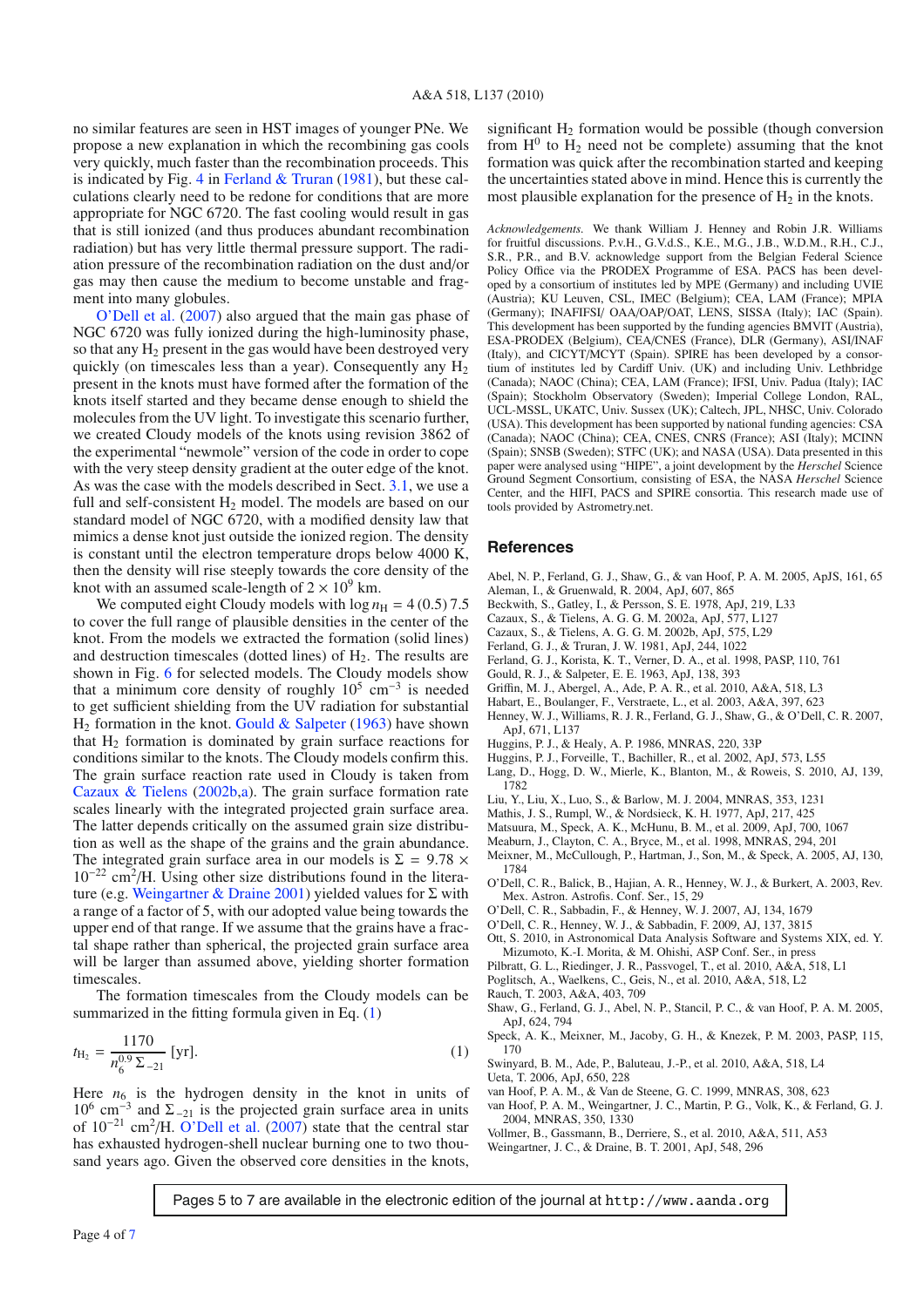no similar features are seen in HST images of younger PNe. We propose a new explanation in which the recombining gas cools very quickly, much faster than the recombination proceeds. This is indicated by Fig. 4 in Ferland & Truran (1981), but these calculations clearly need to be redone for conditions that are more appropriate for NGC 6720. The fast cooling would result in gas that is still ionized (and thus produces abundant recombination radiation) but has very little thermal pressure support. The radiation pressure of the recombination radiation on the dust and/or gas may then cause the medium to become unstable and fragment into many globules.

O'Dell et al. (2007) also argued that the main gas phase of NGC 6720 was fully ionized during the high-luminosity phase, so that any $H_2$ present in the gas would have been destroyed very quickly (on timescales less than a year). Consequently any $H_2$ present in the knots must have formed after the formation of the knots itself started and they became dense enough to shield the molecules from the UV light. To investigate this scenario further, we created Cloudy models of the knots using revision 3862 of the experimental "newmole" version of the code in order to cope with the very steep density gradient at the outer edge of the knot. As was the case with the models described in Sect. 3.1, we use a full and self-consistent $H_2$ model. The models are based on our standard model of NGC 6720, with a modified density law that mimics a dense knot just outside the ionized region. The density is constant until the electron temperature drops below 4000 K, then the density will rise steeply towards the core density of the knot with an assumed scale-length of $2 \times 10^9$ km.

We computed eight Cloudy models with $\log n_{\rm H} = 4\,(0.5)\,7.5$ to cover the full range of plausible densities in the center of the knot. From the models we extracted the formation (solid lines) and destruction timescales (dotted lines) of $H_2$. The results are shown in Fig. 6 for selected models. The Cloudy models show that a minimum core density of roughly $10^5$ cm$^{-3}$ is needed to get sufficient shielding from the UV radiation for substantial $H_2$ formation in the knot. Gould & Salpeter (1963) have shown that $H_2$ formation is dominated by grain surface reactions for conditions similar to the knots. The Cloudy models confirm this. The grain surface reaction rate used in Cloudy is taken from Cazaux & Tielens (2002b,a). The grain surface formation rate scales linearly with the integrated projected grain surface area. The latter depends critically on the assumed grain size distribution as well as the shape of the grains and the grain abundance. The integrated grain surface area in our models is $\Sigma = 9.78 \times 10^{-22}$ cm$^2$/H. Using other size distributions found in the literature (e.g. Weingartner & Draine 2001) yielded values for $\Sigma$ with a range of a factor of 5, with our adopted value being towards the upper end of that range. If we assume that the grains have a fractal shape rather than spherical, the projected grain surface area will be larger than assumed above, yielding shorter formation timescales.

The formation timescales from the Cloudy models can be summarized in the fitting formula given in Eq. (1)

$$t_{\rm H_2} = \frac{1170}{n_6^{0.9}\,\Sigma_{-21}}\ [\rm yr]. \tag{1}$$

Here $n_6$ is the hydrogen density in the knot in units of $10^6$ cm$^{-3}$ and $\Sigma_{-21}$ is the projected grain surface area in units of $10^{-21}$ cm$^2$/H. O'Dell et al. (2007) state that the central star has exhausted hydrogen-shell nuclear burning one to two thousand years ago. Given the observed core densities in the knots, significant $H_2$ formation would be possible (though conversion from $H^0$ to $H_2$ need not be complete) assuming that the knot formation was quick after the recombination started and keeping the uncertainties stated above in mind. Hence this is currently the most plausible explanation for the presence of $H_2$ in the knots.

*Acknowledgements.* We thank William J. Henney and Robin J.R. Williams for fruitful discussions. P.v.H., G.V.d.S., K.E., M.G., J.B., W.D.M., R.H., C.J., S.R., P.R., and B.V. acknowledge support from the Belgian Federal Science Policy Office via the PRODEX Programme of ESA. PACS has been developed by a consortium of institutes led by MPE (Germany) and including UVIE (Austria); KU Leuven, CSL, IMEC (Belgium); CEA, LAM (France); MPIA (Germany); INAFIFSI/ OAA/OAP/OAT, LENS, SISSA (Italy); IAC (Spain). This development has been supported by the funding agencies BMVIT (Austria), ESA-PRODEX (Belgium), CEA/CNES (France), DLR (Germany), ASI/INAF (Italy), and CICYT/MCYT (Spain). SPIRE has been developed by a consortium of institutes led by Cardiff Univ. (UK) and including Univ. Lethbridge (Canada); NAOC (China); CEA, LAM (France); IFSI, Univ. Padua (Italy); IAC (Spain); Stockholm Observatory (Sweden); Imperial College London, RAL, UCL-MSSL, UKATC, Univ. Sussex (UK); Caltech, JPL, NHSC, Univ. Colorado (USA). This development has been supported by national funding agencies: CSA (Canada); NAOC (China); CEA, CNES, CNRS (France); ASI (Italy); MCINN (Spain); SNSB (Sweden); STFC (UK); and NASA (USA). Data presented in this paper were analysed using "HIPE", a joint development by the *Herschel* Science Ground Segment Consortium, consisting of ESA, the NASA *Herschel* Science Center, and the HIFI, PACS and SPIRE consortia. This research made use of tools provided by Astrometry.net.

## References

Abel, N. P., Ferland, G. J., Shaw, G., & van Hoof, P. A. M. 2005, ApJS, 161, 65
Aleman, I., & Gruenwald, R. 2004, ApJ, 607, 865
Beckwith, S., Gatley, I., & Persson, S. E. 1978, ApJ, 219, L33
Cazaux, S., & Tielens, A. G. G. M. 2002a, ApJ, 577, L127
Cazaux, S., & Tielens, A. G. G. M. 2002b, ApJ, 575, L29
Ferland, G. J., & Truran, J. W. 1981, ApJ, 244, 1022
Ferland, G. J., Korista, K. T., Verner, D. A., et al. 1998, PASP, 110, 761
Gould, R. J., & Salpeter, E. E. 1963, ApJ, 138, 393
Griffin, M. J., Abergel, A., Ade, P. A. R., et al. 2010, A&A, 518, L3
Habart, E., Boulanger, F., Verstraete, L., et al. 2003, A&A, 397, 623
Henney, W. J., Williams, R. J. R., Ferland, G. J., Shaw, G., & O'Dell, C. R. 2007, ApJ, 671, L137
Huggins, P. J., & Healy, A. P. 1986, MNRAS, 220, 33P
Huggins, P. J., Forveille, T., Bachiller, R., et al. 2002, ApJ, 573, L55
Lang, D., Hogg, D. W., Mierle, K., Blanton, M., & Roweis, S. 2010, AJ, 139, 1782
Liu, Y., Liu, X., Luo, S., & Barlow, M. J. 2004, MNRAS, 353, 1231
Mathis, J. S., Rumpl, W., & Nordsieck, K. H. 1977, ApJ, 217, 425
Matsuura, M., Speck, A. K., McHunu, B. M., et al. 2009, ApJ, 700, 1067
Meaburn, J., Clayton, C. A., Bryce, M., et al. 1998, MNRAS, 294, 201
Meixner, M., McCullough, P., Hartman, J., Son, M., & Speck, A. 2005, AJ, 130, 1784
O'Dell, C. R., Balick, B., Hajian, A. R., Henney, W. J., & Burkert, A. 2003, Rev. Mex. Astron. Astrofis. Conf. Ser., 15, 29
O'Dell, C. R., Sabbadin, F., & Henney, W. J. 2007, AJ, 134, 1679
O'Dell, C. R., Henney, W. J., & Sabbadin, F. 2009, AJ, 137, 3815
Ott, S. 2010, in Astronomical Data Analysis Software and Systems XIX, ed. Y. Mizumoto, K.-I. Morita, & M. Ohishi, ASP Conf. Ser., in press
Pilbratt, G. L., Riedinger, J. R., Passvogel, T., et al. 2010, A&A, 518, L1
Poglitsch, A., Waelkens, C., Geis, N., et al. 2010, A&A, 518, L2
Rauch, T. 2003, A&A, 403, 709
Shaw, G., Ferland, G. J., Abel, N. P., Stancil, P. C., & van Hoof, P. A. M. 2005, ApJ, 624, 794
Speck, A. K., Meixner, M., Jacoby, G. H., & Knezek, P. M. 2003, PASP, 115, 170
Swinyard, B. M., Ade, P., Baluteau, J.-P., et al. 2010, A&A, 518, L4
Ueta, T. 2006, ApJ, 650, 228
van Hoof, P. A. M., & Van de Steene, G. C. 1999, MNRAS, 308, 623
van Hoof, P. A. M., Weingartner, J. C., Martin, P. G., Volk, K., & Ferland, G. J. 2004, MNRAS, 350, 1330
Vollmer, B., Gassmann, B., Derriere, S., et al. 2010, A&A, 511, A53
Weingartner, J. C., & Draine, B. T. 2001, ApJ, 548, 296

Pages 5 to 7 are available in the electronic edition of the journal at `http://www.aanda.org`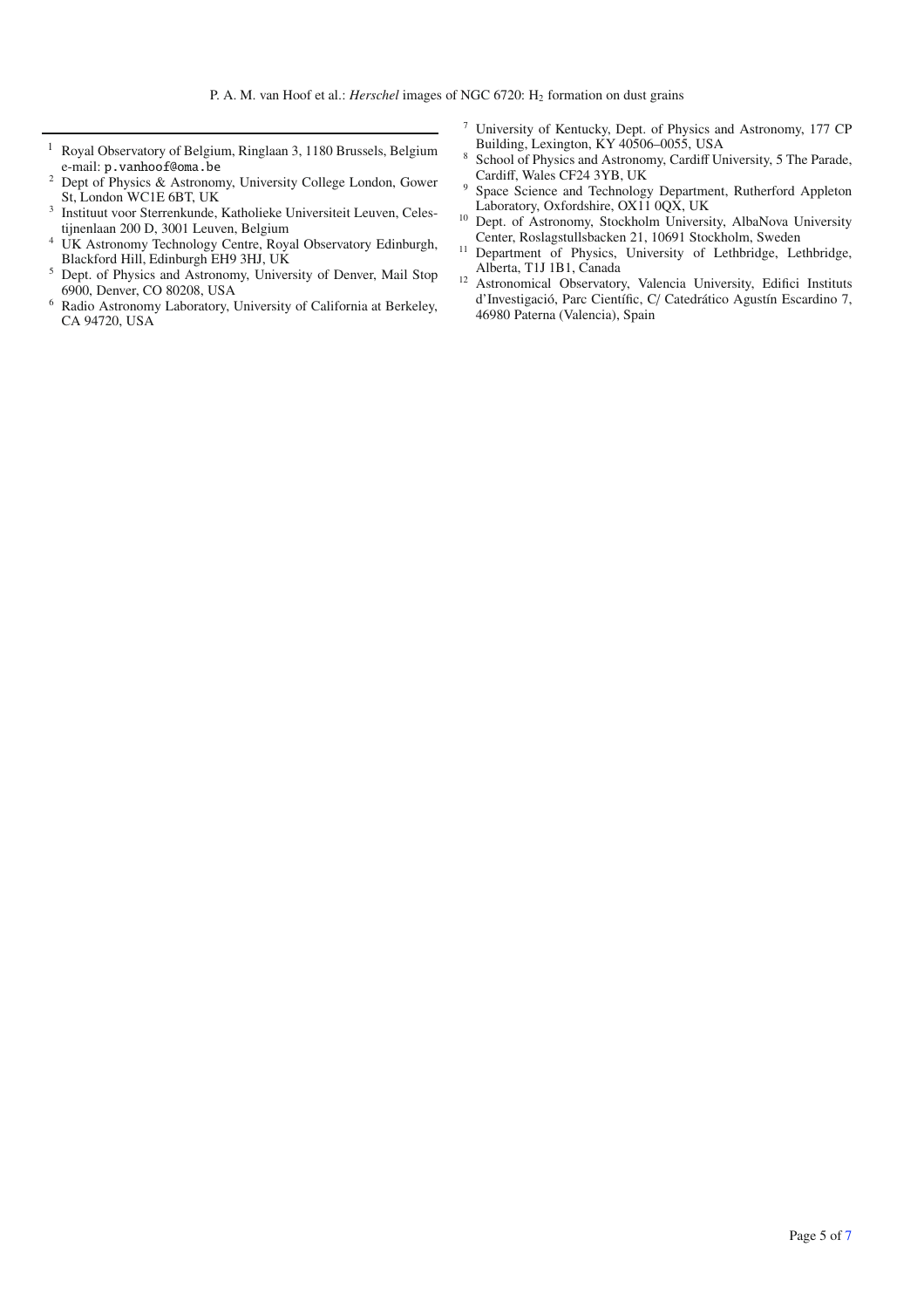[1] Royal Observatory of Belgium, Ringlaan 3, 1180 Brussels, Belgium e-mail: p.vanhoof@oma.be

[2] Dept of Physics & Astronomy, University College London, Gower St, London WC1E 6BT, UK

[3] Instituut voor Sterrenkunde, Katholieke Universiteit Leuven, Celestijnenlaan 200 D, 3001 Leuven, Belgium

[4] UK Astronomy Technology Centre, Royal Observatory Edinburgh, Blackford Hill, Edinburgh EH9 3HJ, UK

[5] Dept. of Physics and Astronomy, University of Denver, Mail Stop 6900, Denver, CO 80208, USA

[6] Radio Astronomy Laboratory, University of California at Berkeley, CA 94720, USA

[7] University of Kentucky, Dept. of Physics and Astronomy, 177 CP Building, Lexington, KY 40506–0055, USA

[8] School of Physics and Astronomy, Cardiff University, 5 The Parade, Cardiff, Wales CF24 3YB, UK

[9] Space Science and Technology Department, Rutherford Appleton Laboratory, Oxfordshire, OX11 0QX, UK

[10] Dept. of Astronomy, Stockholm University, AlbaNova University Center, Roslagstullsbacken 21, 10691 Stockholm, Sweden

[11] Department of Physics, University of Lethbridge, Lethbridge, Alberta, T1J 1B1, Canada

[12] Astronomical Observatory, Valencia University, Edifici Instituts d'Investigació, Parc Científic, C/ Catedrático Agustín Escardino 7, 46980 Paterna (Valencia), Spain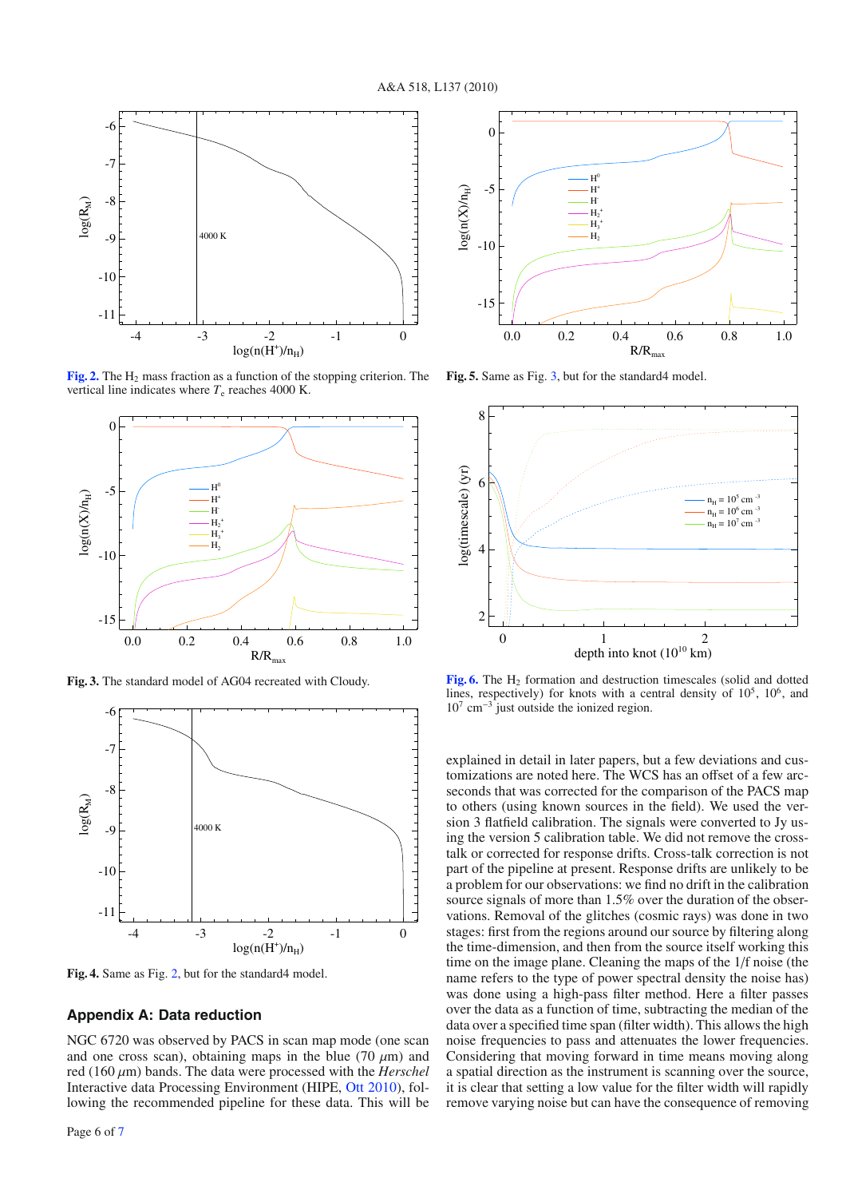Fig. 2. The $H_2$ mass fraction as a function of the stopping criterion. The vertical line indicates where $T_c$ reaches 4000 K.

Fig. 3. The standard model of AG04 recreated with Cloudy.

Fig. 4. Same as Fig. 2, but for the standard4 model.

Fig. 5. Same as Fig. 3, but for the standard4 model.

Fig. 6. The $H_2$ formation and destruction timescales (solid and dotted lines, respectively) for knots with a central density of $10^5$, $10^6$, and $10^7$ $cm^{-3}$ just outside the ionized region.

## Appendix A: Data reduction

NGC 6720 was observed by PACS in scan map mode (one scan and one cross scan), obtaining maps in the blue (70 $\mu$m) and red (160 $\mu$m) bands. The data were processed with the *Herschel* Interactive data Processing Environment (HIPE, Ott 2010), following the recommended pipeline for these data. This will be explained in detail in later papers, but a few deviations and customizations are noted here. The WCS has an offset of a few arcseconds that was corrected for the comparison of the PACS map to others (using known sources in the field). We used the version 3 flatfield calibration. The signals were converted to Jy using the version 5 calibration table. We did not remove the cross-talk or corrected for response drifts. Cross-talk correction is not part of the pipeline at present. Response drifts are unlikely to be a problem for our observations: we find no drift in the calibration source signals of more than 1.5% over the duration of the observations. Removal of the glitches (cosmic rays) was done in two stages: first from the regions around our source by filtering along the time-dimension, and then from the source itself working this time on the image plane. Cleaning the maps of the 1/f noise (the name refers to the type of power spectral density the noise has) was done using a high-pass filter method. Here a filter passes over the data as a function of time, subtracting the median of the data over a specified time span (filter width). This allows the high noise frequencies to pass and attenuates the lower frequencies. Considering that moving forward in time means moving along a spatial direction as the instrument is scanning over the source, it is clear that setting a low value for the filter width will rapidly remove varying noise but can have the consequence of removing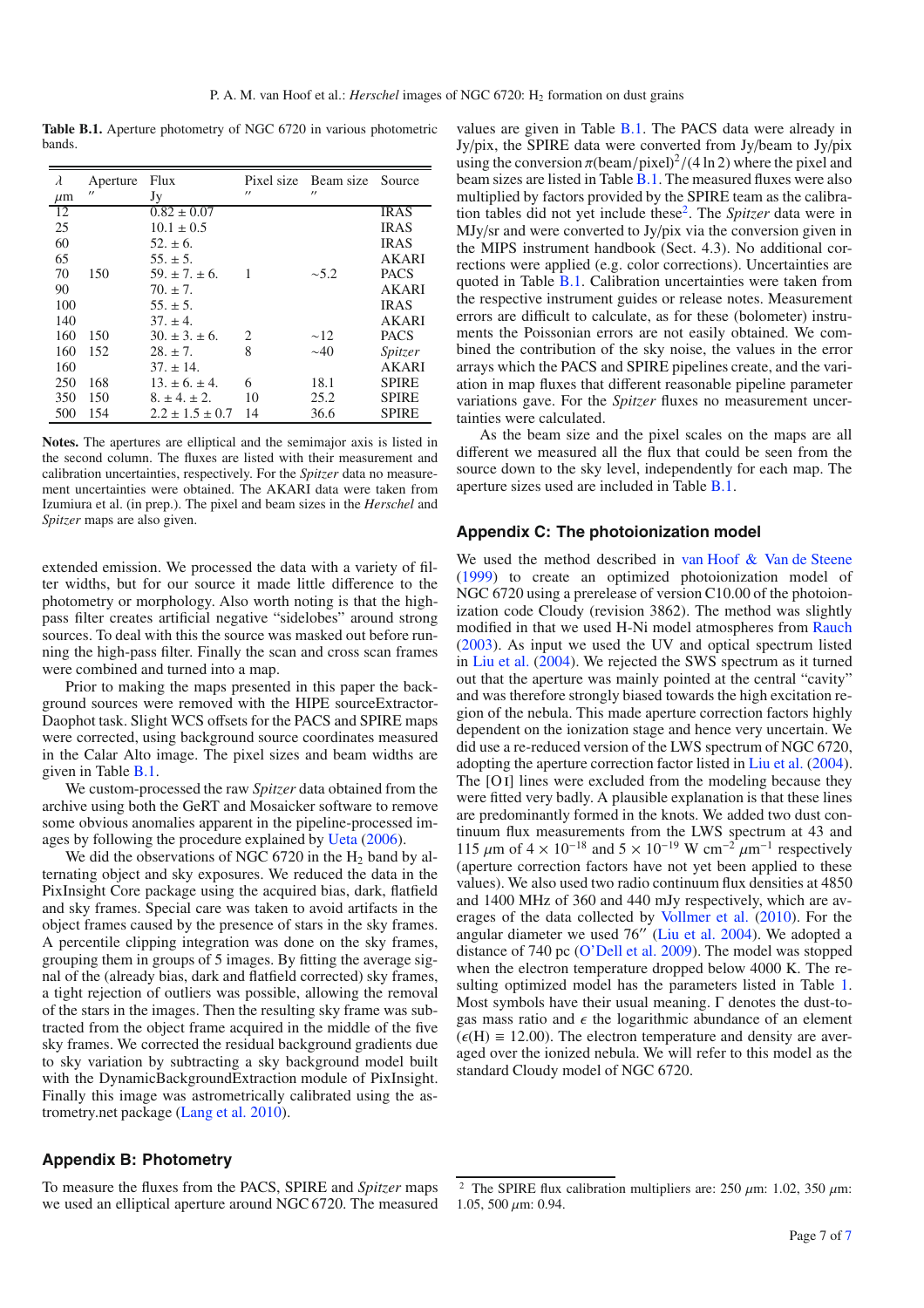**Table B.1.** Aperture photometry of NGC 6720 in various photometric bands.

| $\lambda$ $\mu$m | Aperture ″ | Flux Jy | Pixel size ″ | Beam size ″ | Source |
|---|---|---|---|---|---|
| 12 | | 0.82 ± 0.07 | | | IRAS |
| 25 | | 10.1 ± 0.5 | | | IRAS |
| 60 | | 52. ± 6. | | | IRAS |
| 65 | | 55. ± 5. | | | AKARI |
| 70 | 150 | 59. ± 7. ± 6. | 1 | ∼5.2 | PACS |
| 90 | | 70. ± 7. | | | AKARI |
| 100 | | 55. ± 5. | | | IRAS |
| 140 | | 37. ± 4. | | | AKARI |
| 160 | 150 | 30. ± 3. ± 6. | 2 | ∼12 | PACS |
| 160 | 152 | 28. ± 7. | 8 | ∼40 | *Spitzer* |
| 160 | | 37. ± 14. | | | AKARI |
| 250 | 168 | 13. ± 6. ± 4. | 6 | 18.1 | SPIRE |
| 350 | 150 | 8. ± 4. ± 2. | 10 | 25.2 | SPIRE |
| 500 | 154 | 2.2 ± 1.5 ± 0.7 | 14 | 36.6 | SPIRE |

**Notes.** The apertures are elliptical and the semimajor axis is listed in the second column. The fluxes are listed with their measurement and calibration uncertainties, respectively. For the *Spitzer* data no measurement uncertainties were obtained. The AKARI data were taken from Izumiura et al. (in prep.). The pixel and beam sizes in the *Herschel* and *Spitzer* maps are also given.

extended emission. We processed the data with a variety of filter widths, but for our source it made little difference to the photometry or morphology. Also worth noting is that the high-pass filter creates artificial negative "sidelobes" around strong sources. To deal with this the source was masked out before running the high-pass filter. Finally the scan and cross scan frames were combined and turned into a map.

Prior to making the maps presented in this paper the background sources were removed with the HIPE sourceExtractor-Daophot task. Slight WCS offsets for the PACS and SPIRE maps were corrected, using background source coordinates measured in the Calar Alto image. The pixel sizes and beam widths are given in Table B.1.

We custom-processed the raw *Spitzer* data obtained from the archive using both the GeRT and Mosaicker software to remove some obvious anomalies apparent in the pipeline-processed images by following the procedure explained by Ueta (2006).

We did the observations of NGC 6720 in the $H_2$ band by alternating object and sky exposures. We reduced the data in the PixInsight Core package using the acquired bias, dark, flatfield and sky frames. Special care was taken to avoid artifacts in the object frames caused by the presence of stars in the sky frames. A percentile clipping integration was done on the sky frames, grouping them in groups of 5 images. By fitting the average signal of the (already bias, dark and flatfield corrected) sky frames, a tight rejection of outliers was possible, allowing the removal of the stars in the images. Then the resulting sky frame was subtracted from the object frame acquired in the middle of the five sky frames. We corrected the residual background gradients due to sky variation by subtracting a sky background model built with the DynamicBackgroundExtraction module of PixInsight. Finally this image was astrometrically calibrated using the astrometry.net package (Lang et al. 2010).

## Appendix B: Photometry

To measure the fluxes from the PACS, SPIRE and *Spitzer* maps we used an elliptical aperture around NGC 6720. The measured values are given in Table B.1. The PACS data were already in Jy/pix, the SPIRE data were converted from Jy/beam to Jy/pix using the conversion $\pi(\text{beam}/\text{pixel})^2/(4\ln 2)$ where the pixel and beam sizes are listed in Table B.1. The measured fluxes were also multiplied by factors provided by the SPIRE team as the calibration tables did not yet include these[2]. The *Spitzer* data were in MJy/sr and were converted to Jy/pix via the conversion given in the MIPS instrument handbook (Sect. 4.3). No additional corrections were applied (e.g. color corrections). Uncertainties are quoted in Table B.1. Calibration uncertainties were taken from the respective instrument guides or release notes. Measurement errors are difficult to calculate, as for these (bolometer) instruments the Poissonian errors are not easily obtained. We combined the contribution of the sky noise, the values in the error arrays which the PACS and SPIRE pipelines create, and the variation in map fluxes that different reasonable pipeline parameter variations gave. For the *Spitzer* fluxes no measurement uncertainties were calculated.

As the beam size and the pixel scales on the maps are all different we measured all the flux that could be seen from the source down to the sky level, independently for each map. The aperture sizes used are included in Table B.1.

## Appendix C: The photoionization model

We used the method described in van Hoof & Van de Steene (1999) to create an optimized photoionization model of NGC 6720 using a prerelease of version C10.00 of the photoionization code Cloudy (revision 3862). The method was slightly modified in that we used H-Ni model atmospheres from Rauch (2003). As input we used the UV and optical spectrum listed in Liu et al. (2004). We rejected the SWS spectrum as it turned out that the aperture was mainly pointed at the central "cavity" and was therefore strongly biased towards the high excitation region of the nebula. This made aperture correction factors highly dependent on the ionization stage and hence very uncertain. We did use a re-reduced version of the LWS spectrum of NGC 6720, adopting the aperture correction factor listed in Liu et al. (2004). The [O I] lines were excluded from the modeling because they were fitted very badly. A plausible explanation is that these lines are predominantly formed in the knots. We added two dust continuum flux measurements from the LWS spectrum at 43 and 115 $\mu$m of $4 \times 10^{-18}$ and $5 \times 10^{-19}$ W cm$^{-2}$ $\mu$m$^{-1}$ respectively (aperture correction factors have not yet been applied to these values). We also used two radio continuum flux densities at 4850 and 1400 MHz of 360 and 440 mJy respectively, which are averages of the data collected by Vollmer et al. (2010). For the angular diameter we used 76″ (Liu et al. 2004). We adopted a distance of 740 pc (O'Dell et al. 2009). The model was stopped when the electron temperature dropped below 4000 K. The resulting optimized model has the parameters listed in Table 1. Most symbols have their usual meaning. $\Gamma$ denotes the dust-to-gas mass ratio and $\epsilon$ the logarithmic abundance of an element ($\epsilon(\text{H}) \equiv 12.00$). The electron temperature and density are averaged over the ionized nebula. We will refer to this model as the standard Cloudy model of NGC 6720.

[2] The SPIRE flux calibration multipliers are: 250 $\mu$m: 1.02, 350 $\mu$m: 1.05, 500 $\mu$m: 0.94.